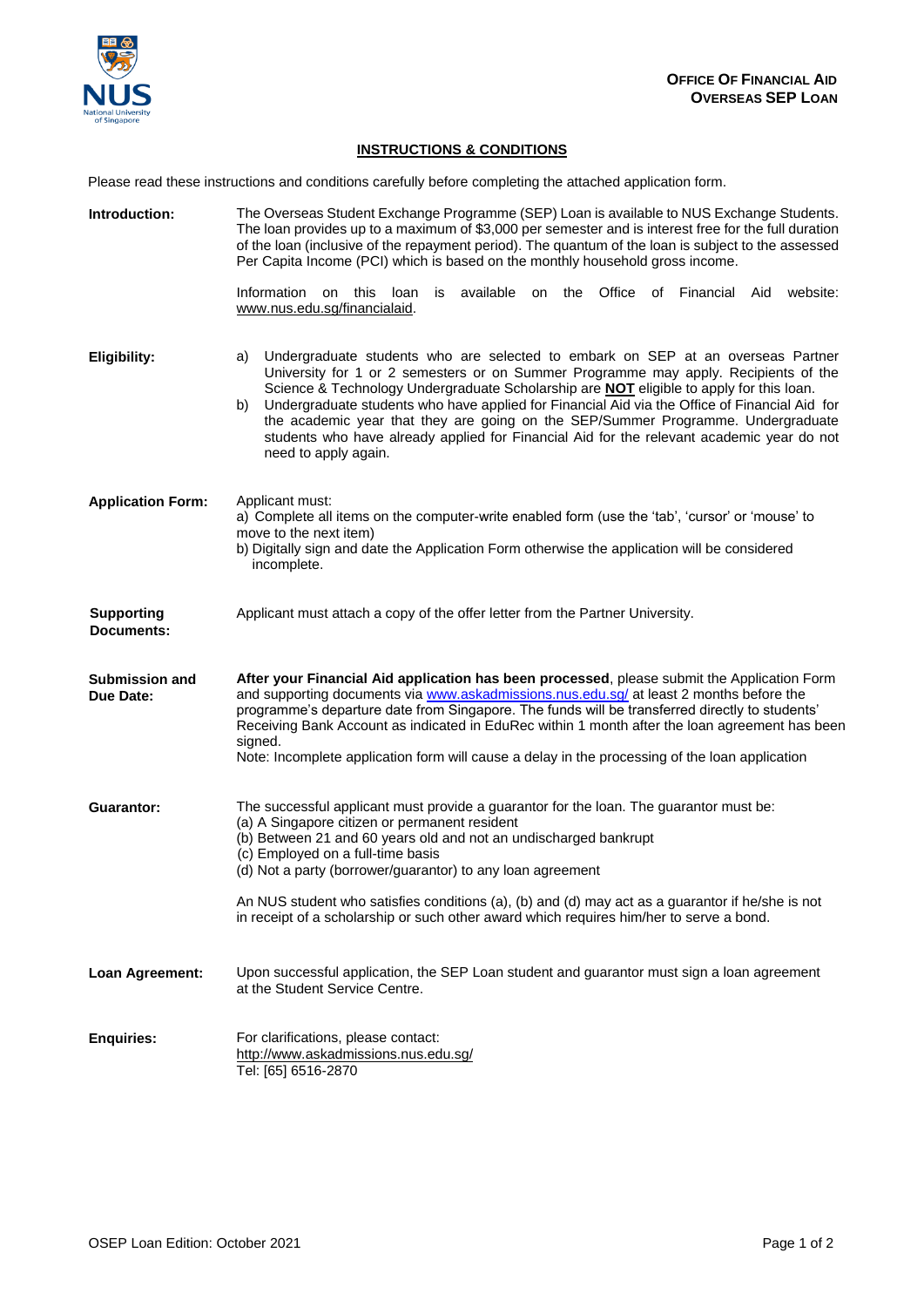**OFFICE OF FINANCIAL AID**
**OVERSEAS SEP LOAN**

## INSTRUCTIONS & CONDITIONS

Please read these instructions and conditions carefully before completing the attached application form.

**Introduction:**

The Overseas Student Exchange Programme (SEP) Loan is available to NUS Exchange Students. The loan provides up to a maximum of $3,000 per semester and is interest free for the full duration of the loan (inclusive of the repayment period). The quantum of the loan is subject to the assessed Per Capita Income (PCI) which is based on the monthly household gross income.

Information on this loan is available on the Office of Financial Aid website: www.nus.edu.sg/financialaid.

**Eligibility:**

a) Undergraduate students who are selected to embark on SEP at an overseas Partner University for 1 or 2 semesters or on Summer Programme may apply. Recipients of the Science & Technology Undergraduate Scholarship are **NOT** eligible to apply for this loan.
b) Undergraduate students who have applied for Financial Aid via the Office of Financial Aid for the academic year that they are going on the SEP/Summer Programme. Undergraduate students who have already applied for Financial Aid for the relevant academic year do not need to apply again.

**Application Form:**

Applicant must:
a) Complete all items on the computer-write enabled form (use the 'tab', 'cursor' or 'mouse' to move to the next item)
b) Digitally sign and date the Application Form otherwise the application will be considered incomplete.

**Supporting Documents:**

Applicant must attach a copy of the offer letter from the Partner University.

**Submission and Due Date:**

**After your Financial Aid application has been processed**, please submit the Application Form and supporting documents via www.askadmissions.nus.edu.sg/ at least 2 months before the programme's departure date from Singapore. The funds will be transferred directly to students' Receiving Bank Account as indicated in EduRec within 1 month after the loan agreement has been signed.
Note: Incomplete application form will cause a delay in the processing of the loan application

**Guarantor:**

The successful applicant must provide a guarantor for the loan. The guarantor must be:
(a) A Singapore citizen or permanent resident
(b) Between 21 and 60 years old and not an undischarged bankrupt
(c) Employed on a full-time basis
(d) Not a party (borrower/guarantor) to any loan agreement

An NUS student who satisfies conditions (a), (b) and (d) may act as a guarantor if he/she is not in receipt of a scholarship or such other award which requires him/her to serve a bond.

**Loan Agreement:**

Upon successful application, the SEP Loan student and guarantor must sign a loan agreement at the Student Service Centre.

**Enquiries:**

For clarifications, please contact:
http://www.askadmissions.nus.edu.sg/
Tel: [65] 6516-2870

OSEP Loan Edition: October 2021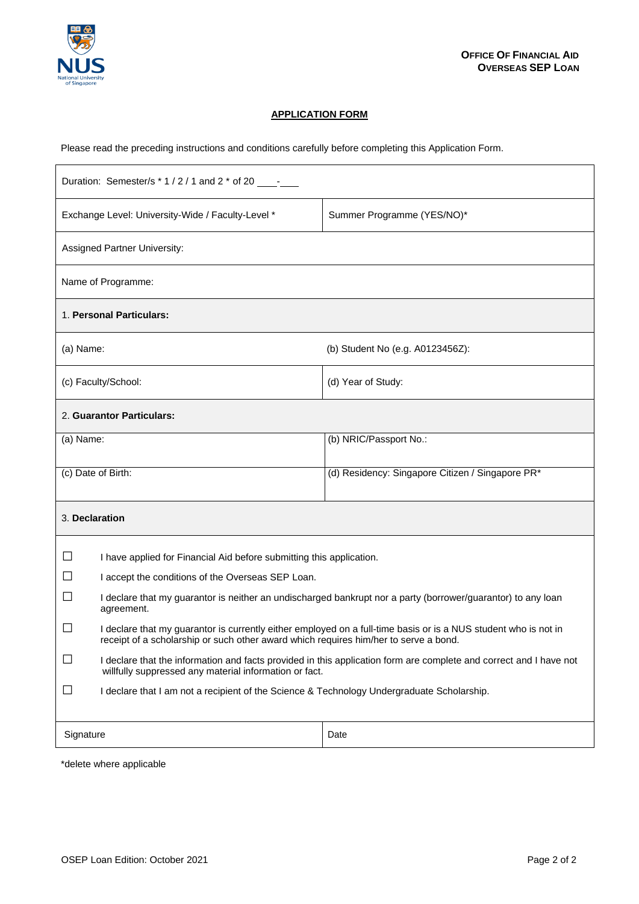**OFFICE OF FINANCIAL AID**
**OVERSEAS SEP LOAN**

## APPLICATION FORM

Please read the preceding instructions and conditions carefully before completing this Application Form.

| | |
|---|---|
| Duration: Semester/s * 1 / 2 / 1 and 2 * of 20 \_\_\_\_-\_\_\_\_ | |
| Exchange Level: University-Wide / Faculty-Level * | Summer Programme (YES/NO)* |
| Assigned Partner University: | |
| Name of Programme: | |
| 1. **Personal Particulars:** | |
| (a) Name: | (b) Student No (e.g. A0123456Z): |
| (c) Faculty/School: | (d) Year of Study: |
| 2. **Guarantor Particulars:** | |
| (a) Name: | (b) NRIC/Passport No.: |
| (c) Date of Birth: | (d) Residency: Singapore Citizen / Singapore PR* |
| 3. **Declaration** | |

- ☐ I have applied for Financial Aid before submitting this application.
- ☐ I accept the conditions of the Overseas SEP Loan.
- ☐ I declare that my guarantor is neither an undischarged bankrupt nor a party (borrower/guarantor) to any loan agreement.
- ☐ I declare that my guarantor is currently either employed on a full-time basis or is a NUS student who is not in receipt of a scholarship or such other award which requires him/her to serve a bond.
- ☐ I declare that the information and facts provided in this application form are complete and correct and I have not willfully suppressed any material information or fact.
- ☐ I declare that I am not a recipient of the Science & Technology Undergraduate Scholarship.

| | |
|---|---|
| Signature | Date |

*delete where applicable

OSEP Loan Edition: October 2021